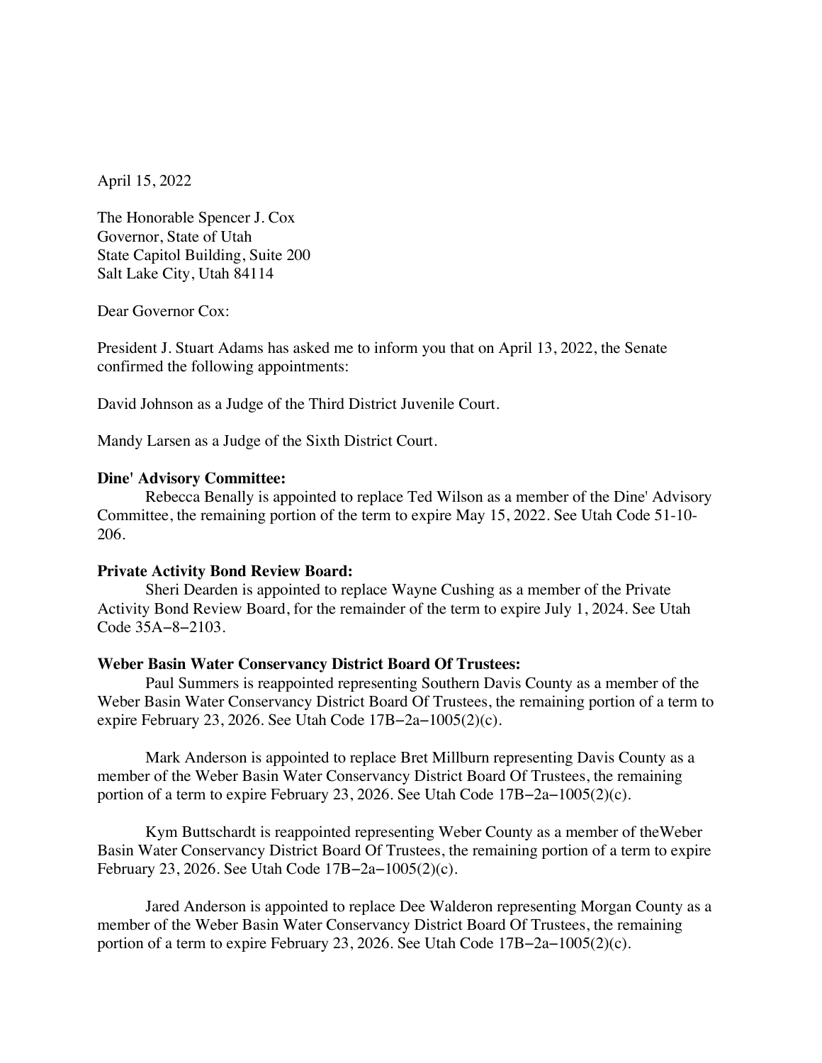April 15, 2022

The Honorable Spencer J. Cox
Governor, State of Utah
State Capitol Building, Suite 200
Salt Lake City, Utah 84114

Dear Governor Cox:

President J. Stuart Adams has asked me to inform you that on April 13, 2022, the Senate confirmed the following appointments:

David Johnson as a Judge of the Third District Juvenile Court.

Mandy Larsen as a Judge of the Sixth District Court.

**Dine' Advisory Committee:**

Rebecca Benally is appointed to replace Ted Wilson as a member of the Dine' Advisory Committee, the remaining portion of the term to expire May 15, 2022. See Utah Code 51-10-206.

**Private Activity Bond Review Board:**

Sheri Dearden is appointed to replace Wayne Cushing as a member of the Private Activity Bond Review Board, for the remainder of the term to expire July 1, 2024. See Utah Code 35A−8−2103.

**Weber Basin Water Conservancy District Board Of Trustees:**

Paul Summers is reappointed representing Southern Davis County as a member of the Weber Basin Water Conservancy District Board Of Trustees, the remaining portion of a term to expire February 23, 2026. See Utah Code 17B−2a−1005(2)(c).

Mark Anderson is appointed to replace Bret Millburn representing Davis County as a member of the Weber Basin Water Conservancy District Board Of Trustees, the remaining portion of a term to expire February 23, 2026. See Utah Code 17B−2a−1005(2)(c).

Kym Buttschardt is reappointed representing Weber County as a member of theWeber Basin Water Conservancy District Board Of Trustees, the remaining portion of a term to expire February 23, 2026. See Utah Code 17B−2a−1005(2)(c).

Jared Anderson is appointed to replace Dee Walderon representing Morgan County as a member of the Weber Basin Water Conservancy District Board Of Trustees, the remaining portion of a term to expire February 23, 2026. See Utah Code 17B−2a−1005(2)(c).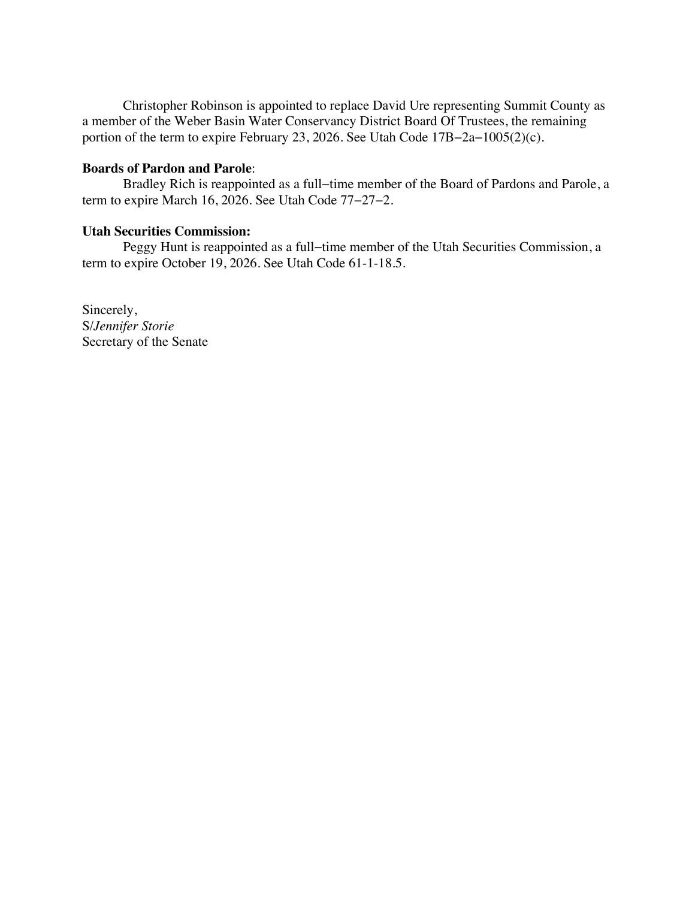Christopher Robinson is appointed to replace David Ure representing Summit County as a member of the Weber Basin Water Conservancy District Board Of Trustees, the remaining portion of the term to expire February 23, 2026. See Utah Code 17B−2a−1005(2)(c).

**Boards of Pardon and Parole**:

Bradley Rich is reappointed as a full−time member of the Board of Pardons and Parole, a term to expire March 16, 2026. See Utah Code 77−27−2.

**Utah Securities Commission:**

Peggy Hunt is reappointed as a full−time member of the Utah Securities Commission, a term to expire October 19, 2026. See Utah Code 61-1-18.5.

Sincerely,
S/*Jennifer Storie*
Secretary of the Senate